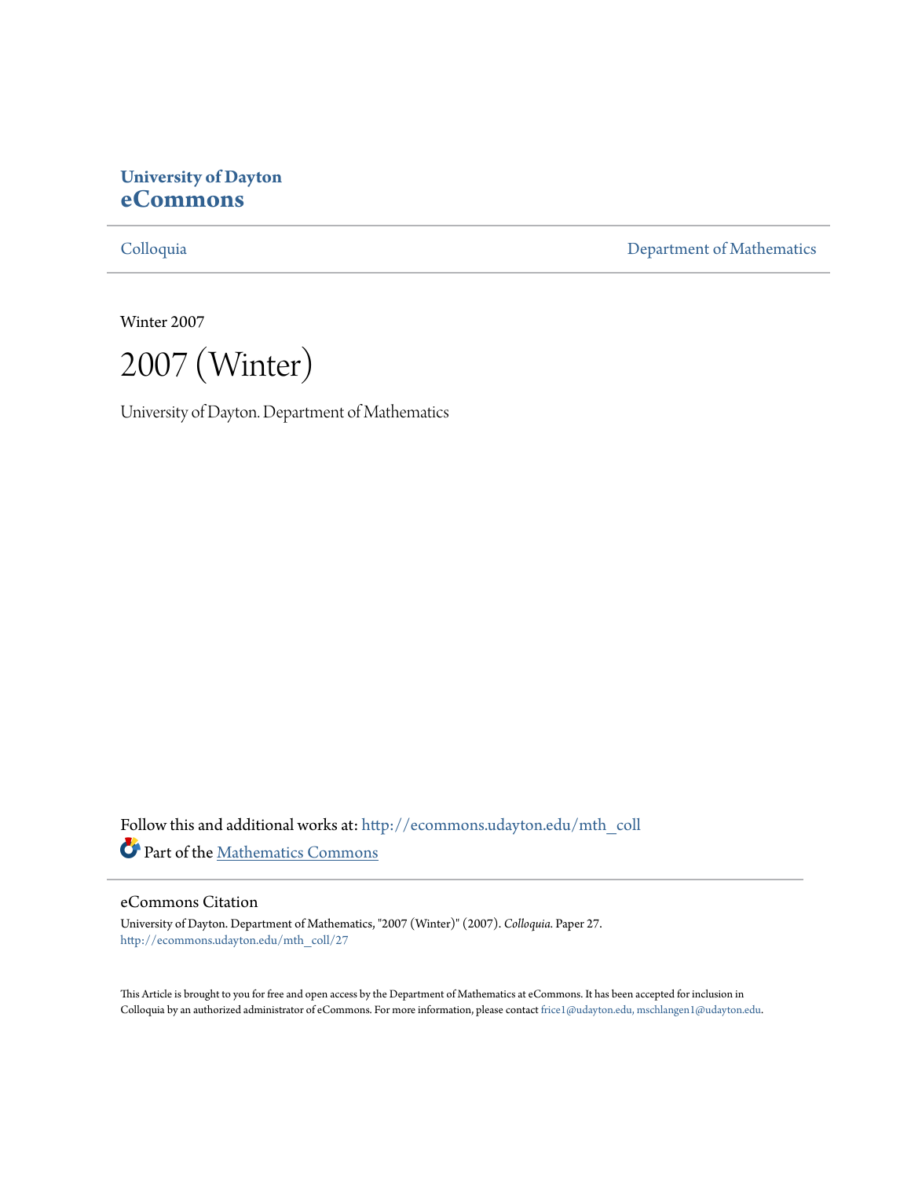**University of Dayton**
**eCommons**

Colloquia | Department of Mathematics

Winter 2007

# 2007 (Winter)

University of Dayton. Department of Mathematics

Follow this and additional works at: http://ecommons.udayton.edu/mth_coll

Part of the Mathematics Commons

## eCommons Citation

University of Dayton. Department of Mathematics, "2007 (Winter)" (2007). *Colloquia*. Paper 27.
http://ecommons.udayton.edu/mth_coll/27

This Article is brought to you for free and open access by the Department of Mathematics at eCommons. It has been accepted for inclusion in Colloquia by an authorized administrator of eCommons. For more information, please contact frice1@udayton.edu, mschlangen1@udayton.edu.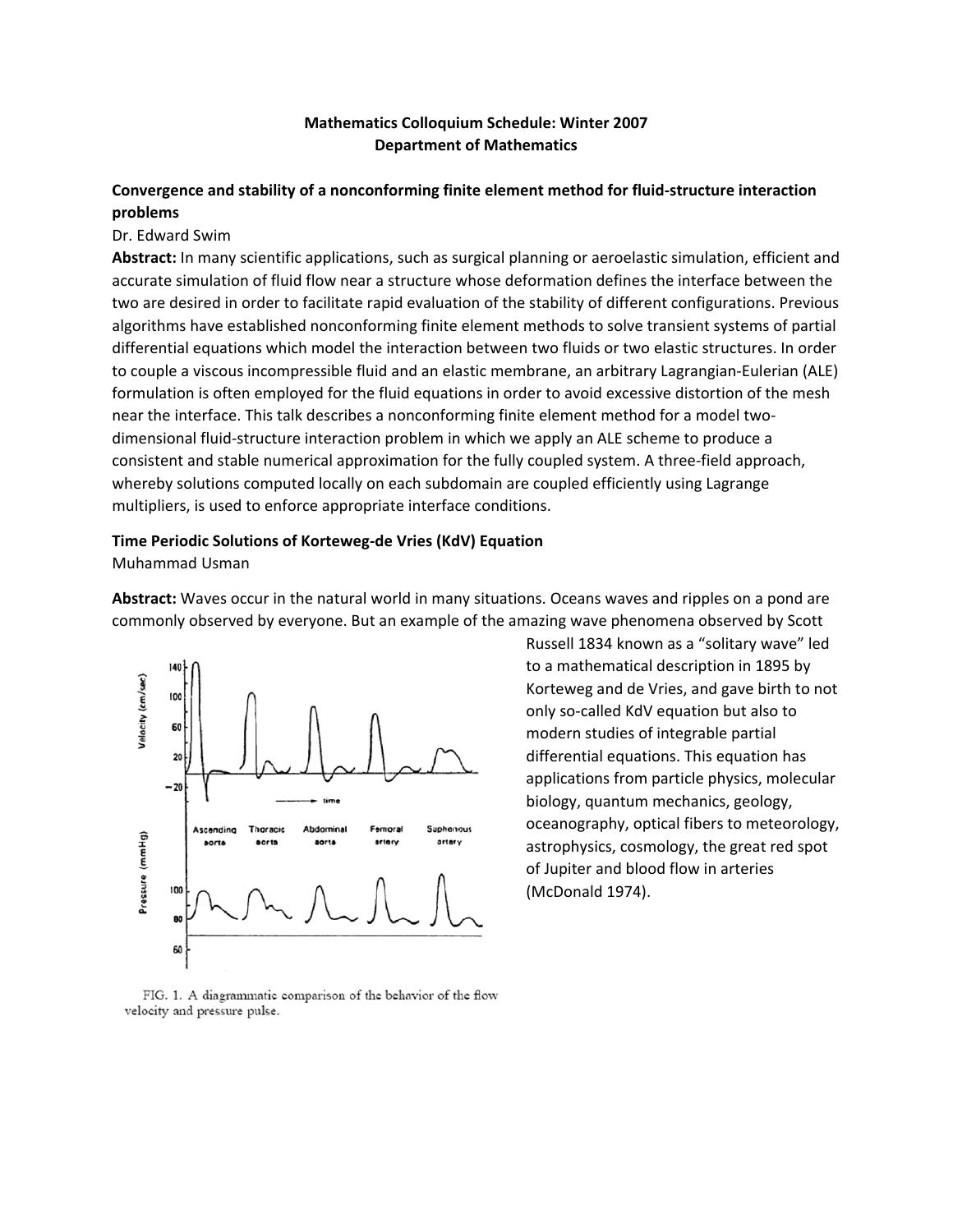**Mathematics Colloquium Schedule: Winter 2007**
**Department of Mathematics**

**Convergence and stability of a nonconforming finite element method for fluid-structure interaction problems**

Dr. Edward Swim

**Abstract:** In many scientific applications, such as surgical planning or aeroelastic simulation, efficient and accurate simulation of fluid flow near a structure whose deformation defines the interface between the two are desired in order to facilitate rapid evaluation of the stability of different configurations. Previous algorithms have established nonconforming finite element methods to solve transient systems of partial differential equations which model the interaction between two fluids or two elastic structures. In order to couple a viscous incompressible fluid and an elastic membrane, an arbitrary Lagrangian-Eulerian (ALE) formulation is often employed for the fluid equations in order to avoid excessive distortion of the mesh near the interface. This talk describes a nonconforming finite element method for a model two-dimensional fluid-structure interaction problem in which we apply an ALE scheme to produce a consistent and stable numerical approximation for the fully coupled system. A three-field approach, whereby solutions computed locally on each subdomain are coupled efficiently using Lagrange multipliers, is used to enforce appropriate interface conditions.

**Time Periodic Solutions of Korteweg-de Vries (KdV) Equation**

Muhammad Usman

**Abstract:** Waves occur in the natural world in many situations. Oceans waves and ripples on a pond are commonly observed by everyone. But an example of the amazing wave phenomena observed by Scott Russell 1834 known as a "solitary wave" led to a mathematical description in 1895 by Korteweg and de Vries, and gave birth to not only so-called KdV equation but also to modern studies of integrable partial differential equations. This equation has applications from particle physics, molecular biology, quantum mechanics, geology, oceanography, optical fibers to meteorology, astrophysics, cosmology, the great red spot of Jupiter and blood flow in arteries (McDonald 1974).

FIG. 1. A diagrammatic comparison of the behavior of the flow velocity and pressure pulse.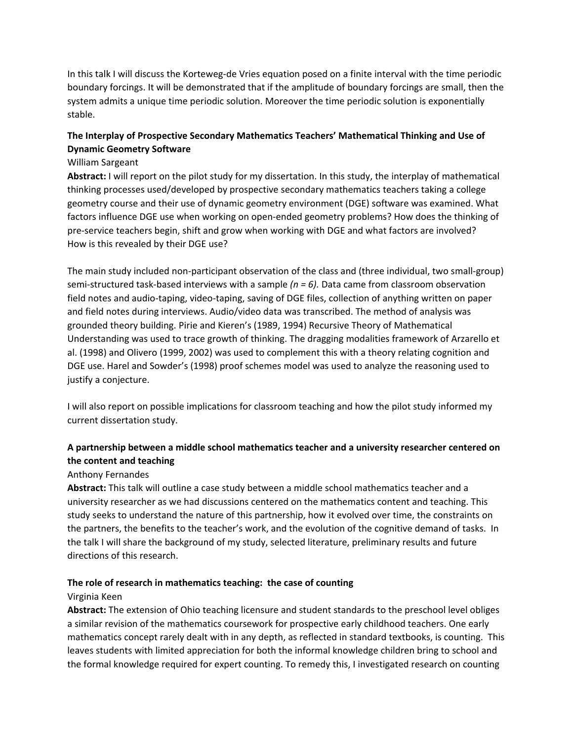In this talk I will discuss the Korteweg-de Vries equation posed on a finite interval with the time periodic boundary forcings. It will be demonstrated that if the amplitude of boundary forcings are small, then the system admits a unique time periodic solution. Moreover the time periodic solution is exponentially stable.

**The Interplay of Prospective Secondary Mathematics Teachers' Mathematical Thinking and Use of Dynamic Geometry Software**

William Sargeant

**Abstract:** I will report on the pilot study for my dissertation. In this study, the interplay of mathematical thinking processes used/developed by prospective secondary mathematics teachers taking a college geometry course and their use of dynamic geometry environment (DGE) software was examined. What factors influence DGE use when working on open-ended geometry problems? How does the thinking of pre-service teachers begin, shift and grow when working with DGE and what factors are involved? How is this revealed by their DGE use?

The main study included non-participant observation of the class and (three individual, two small-group) semi-structured task-based interviews with a sample *(n = 6).* Data came from classroom observation field notes and audio-taping, video-taping, saving of DGE files, collection of anything written on paper and field notes during interviews. Audio/video data was transcribed. The method of analysis was grounded theory building. Pirie and Kieren's (1989, 1994) Recursive Theory of Mathematical Understanding was used to trace growth of thinking. The dragging modalities framework of Arzarello et al. (1998) and Olivero (1999, 2002) was used to complement this with a theory relating cognition and DGE use. Harel and Sowder's (1998) proof schemes model was used to analyze the reasoning used to justify a conjecture.

I will also report on possible implications for classroom teaching and how the pilot study informed my current dissertation study.

**A partnership between a middle school mathematics teacher and a university researcher centered on the content and teaching**

Anthony Fernandes

**Abstract:** This talk will outline a case study between a middle school mathematics teacher and a university researcher as we had discussions centered on the mathematics content and teaching. This study seeks to understand the nature of this partnership, how it evolved over time, the constraints on the partners, the benefits to the teacher's work, and the evolution of the cognitive demand of tasks. In the talk I will share the background of my study, selected literature, preliminary results and future directions of this research.

**The role of research in mathematics teaching: the case of counting**

Virginia Keen

**Abstract:** The extension of Ohio teaching licensure and student standards to the preschool level obliges a similar revision of the mathematics coursework for prospective early childhood teachers. One early mathematics concept rarely dealt with in any depth, as reflected in standard textbooks, is counting. This leaves students with limited appreciation for both the informal knowledge children bring to school and the formal knowledge required for expert counting. To remedy this, I investigated research on counting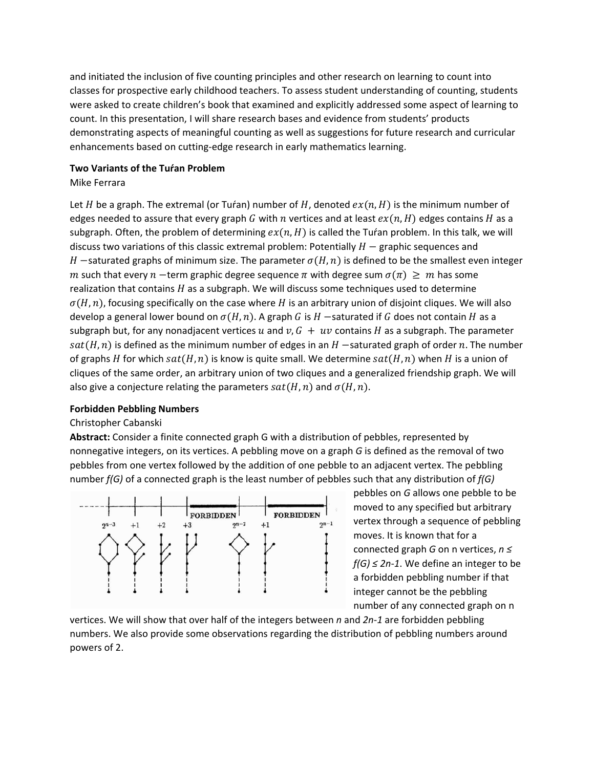and initiated the inclusion of five counting principles and other research on learning to count into classes for prospective early childhood teachers. To assess student understanding of counting, students were asked to create children's book that examined and explicitly addressed some aspect of learning to count. In this presentation, I will share research bases and evidence from students' products demonstrating aspects of meaningful counting as well as suggestions for future research and curricular enhancements based on cutting-edge research in early mathematics learning.

**Two Variants of the Tuŕan Problem**
Mike Ferrara

Let $H$ be a graph. The extremal (or Tuŕan) number of $H$, denoted $ex(n, H)$ is the minimum number of edges needed to assure that every graph $G$ with $n$ vertices and at least $ex(n, H)$ edges contains $H$ as a subgraph. Often, the problem of determining $ex(n, H)$ is called the Tuŕan problem. In this talk, we will discuss two variations of this classic extremal problem: Potentially $H-$ graphic sequences and $H-$saturated graphs of minimum size. The parameter $\sigma(H, n)$ is defined to be the smallest even integer $m$ such that every $n-$term graphic degree sequence $\pi$ with degree sum $\sigma(\pi) \geq m$ has some realization that contains $H$ as a subgraph. We will discuss some techniques used to determine $\sigma(H, n)$, focusing specifically on the case where $H$ is an arbitrary union of disjoint cliques. We will also develop a general lower bound on $\sigma(H, n)$. A graph $G$ is $H-$saturated if $G$ does not contain $H$ as a subgraph but, for any nonadjacent vertices $u$ and $v, G + uv$ contains $H$ as a subgraph. The parameter $sat(H, n)$ is defined as the minimum number of edges in an $H-$saturated graph of order $n$. The number of graphs $H$ for which $sat(H, n)$ is know is quite small. We determine $sat(H, n)$ when $H$ is a union of cliques of the same order, an arbitrary union of two cliques and a generalized friendship graph. We will also give a conjecture relating the parameters $sat(H, n)$ and $\sigma(H, n)$.

**Forbidden Pebbling Numbers**
Christopher Cabanski
**Abstract:** Consider a finite connected graph G with a distribution of pebbles, represented by nonnegative integers, on its vertices. A pebbling move on a graph *G* is defined as the removal of two pebbles from one vertex followed by the addition of one pebble to an adjacent vertex. The pebbling number *f(G)* of a connected graph is the least number of pebbles such that any distribution of *f(G)* pebbles on *G* allows one pebble to be moved to any specified but arbitrary vertex through a sequence of pebbling moves. It is known that for a connected graph *G* on n vertices, *n ≤ f(G) ≤ 2n-1*. We define an integer to be a forbidden pebbling number if that integer cannot be the pebbling number of any connected graph on n vertices. We will show that over half of the integers between *n* and *2n-1* are forbidden pebbling numbers. We also provide some observations regarding the distribution of pebbling numbers around powers of 2.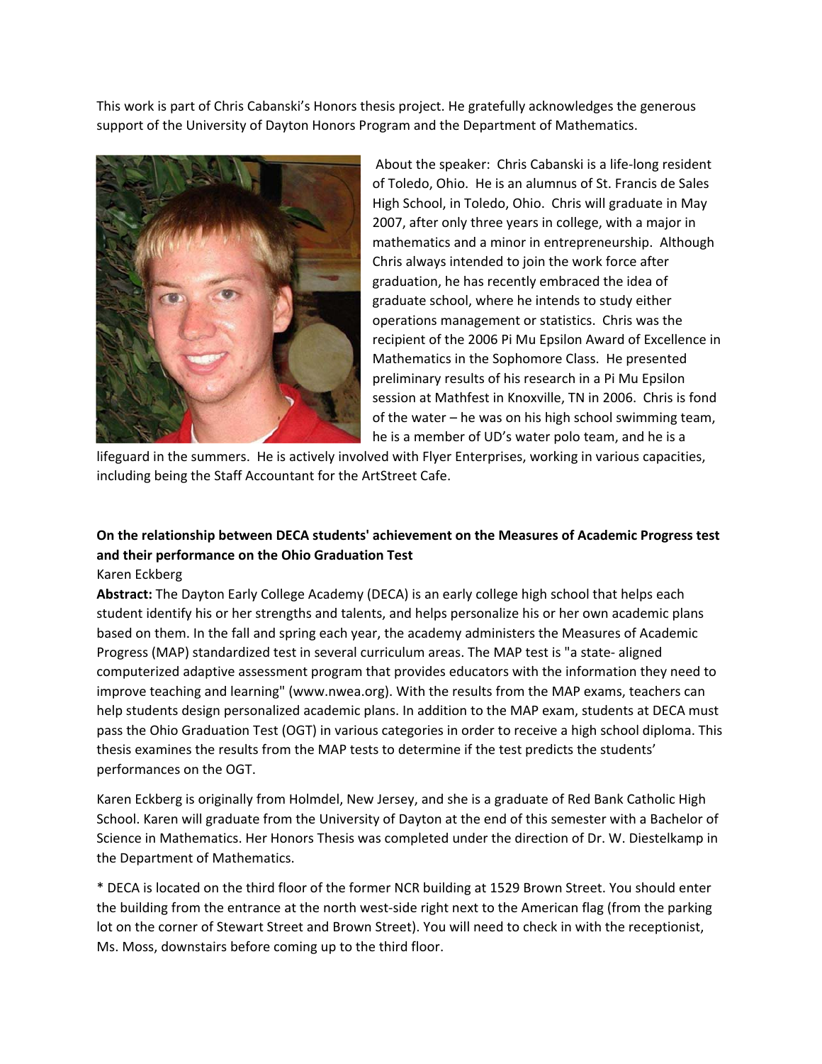This work is part of Chris Cabanski's Honors thesis project. He gratefully acknowledges the generous support of the University of Dayton Honors Program and the Department of Mathematics.

About the speaker: Chris Cabanski is a life-long resident of Toledo, Ohio. He is an alumnus of St. Francis de Sales High School, in Toledo, Ohio. Chris will graduate in May 2007, after only three years in college, with a major in mathematics and a minor in entrepreneurship. Although Chris always intended to join the work force after graduation, he has recently embraced the idea of graduate school, where he intends to study either operations management or statistics. Chris was the recipient of the 2006 Pi Mu Epsilon Award of Excellence in Mathematics in the Sophomore Class. He presented preliminary results of his research in a Pi Mu Epsilon session at Mathfest in Knoxville, TN in 2006. Chris is fond of the water – he was on his high school swimming team, he is a member of UD's water polo team, and he is a lifeguard in the summers. He is actively involved with Flyer Enterprises, working in various capacities, including being the Staff Accountant for the ArtStreet Cafe.

**On the relationship between DECA students' achievement on the Measures of Academic Progress test and their performance on the Ohio Graduation Test**

Karen Eckberg

**Abstract:** The Dayton Early College Academy (DECA) is an early college high school that helps each student identify his or her strengths and talents, and helps personalize his or her own academic plans based on them. In the fall and spring each year, the academy administers the Measures of Academic Progress (MAP) standardized test in several curriculum areas. The MAP test is "a state- aligned computerized adaptive assessment program that provides educators with the information they need to improve teaching and learning" (www.nwea.org). With the results from the MAP exams, teachers can help students design personalized academic plans. In addition to the MAP exam, students at DECA must pass the Ohio Graduation Test (OGT) in various categories in order to receive a high school diploma. This thesis examines the results from the MAP tests to determine if the test predicts the students' performances on the OGT.

Karen Eckberg is originally from Holmdel, New Jersey, and she is a graduate of Red Bank Catholic High School. Karen will graduate from the University of Dayton at the end of this semester with a Bachelor of Science in Mathematics. Her Honors Thesis was completed under the direction of Dr. W. Diestelkamp in the Department of Mathematics.

* DECA is located on the third floor of the former NCR building at 1529 Brown Street. You should enter the building from the entrance at the north west-side right next to the American flag (from the parking lot on the corner of Stewart Street and Brown Street). You will need to check in with the receptionist, Ms. Moss, downstairs before coming up to the third floor.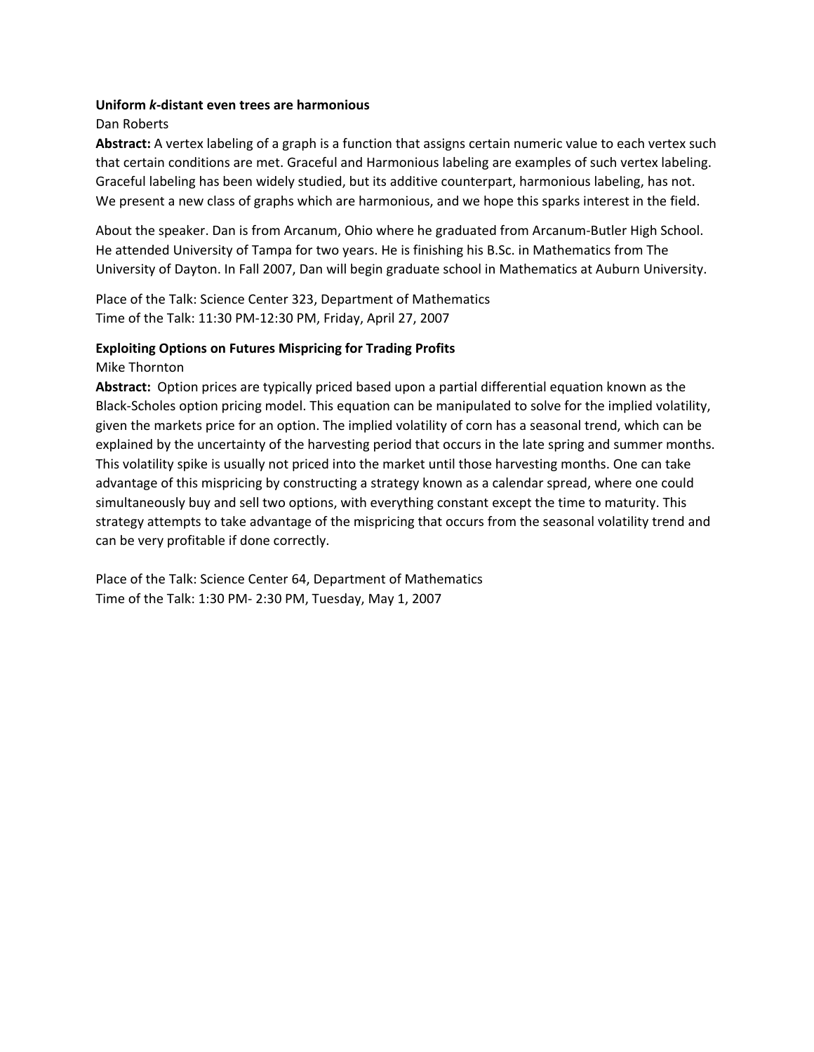**Uniform *k*-distant even trees are harmonious**

Dan Roberts

**Abstract:** A vertex labeling of a graph is a function that assigns certain numeric value to each vertex such that certain conditions are met. Graceful and Harmonious labeling are examples of such vertex labeling. Graceful labeling has been widely studied, but its additive counterpart, harmonious labeling, has not. We present a new class of graphs which are harmonious, and we hope this sparks interest in the field.

About the speaker. Dan is from Arcanum, Ohio where he graduated from Arcanum-Butler High School. He attended University of Tampa for two years. He is finishing his B.Sc. in Mathematics from The University of Dayton. In Fall 2007, Dan will begin graduate school in Mathematics at Auburn University.

Place of the Talk: Science Center 323, Department of Mathematics
Time of the Talk: 11:30 PM-12:30 PM, Friday, April 27, 2007

**Exploiting Options on Futures Mispricing for Trading Profits**

Mike Thornton

**Abstract:** Option prices are typically priced based upon a partial differential equation known as the Black-Scholes option pricing model. This equation can be manipulated to solve for the implied volatility, given the markets price for an option. The implied volatility of corn has a seasonal trend, which can be explained by the uncertainty of the harvesting period that occurs in the late spring and summer months. This volatility spike is usually not priced into the market until those harvesting months. One can take advantage of this mispricing by constructing a strategy known as a calendar spread, where one could simultaneously buy and sell two options, with everything constant except the time to maturity. This strategy attempts to take advantage of the mispricing that occurs from the seasonal volatility trend and can be very profitable if done correctly.

Place of the Talk: Science Center 64, Department of Mathematics
Time of the Talk: 1:30 PM- 2:30 PM, Tuesday, May 1, 2007